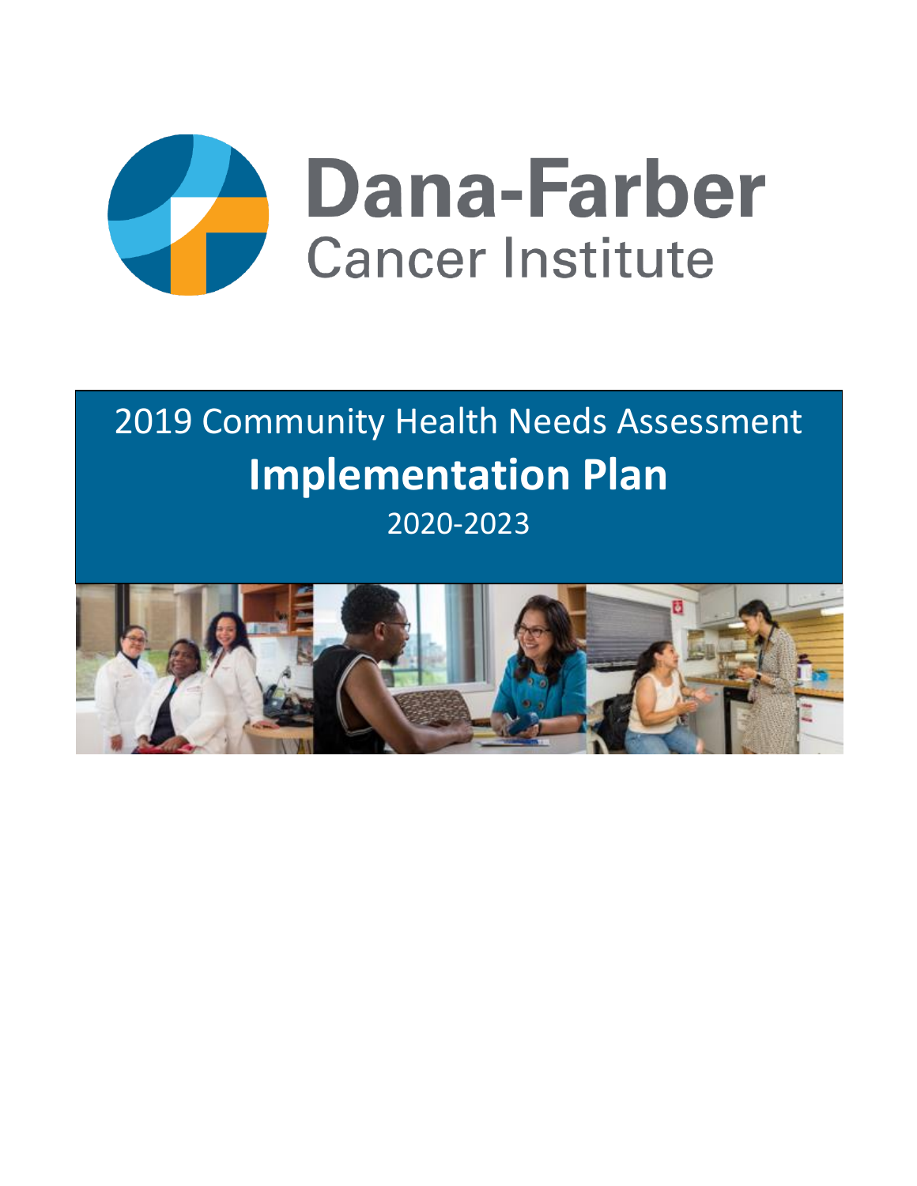# Dana-Farber Cancer Institute

## 2019 Community Health Needs Assessment

# Implementation Plan

2020-2023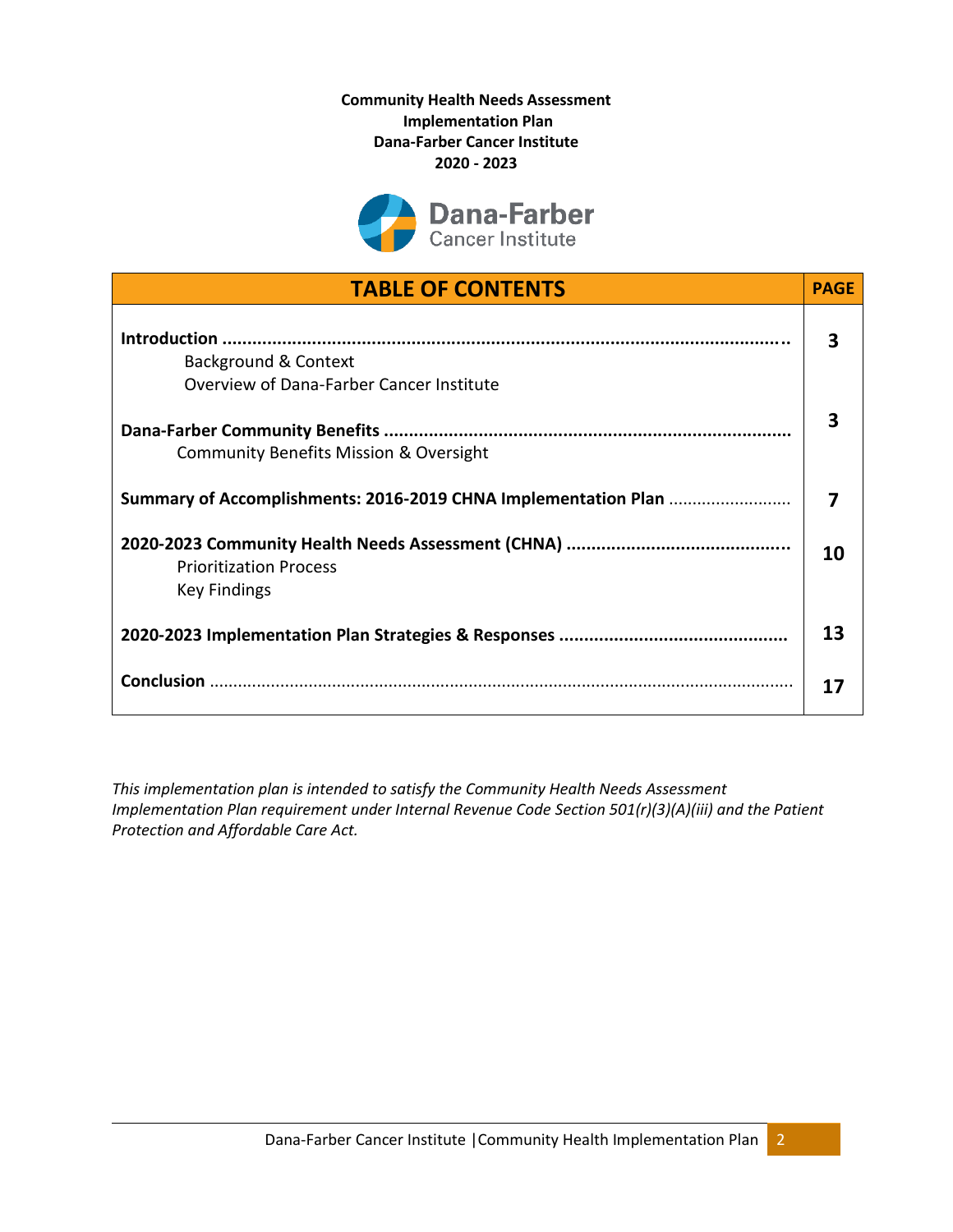**Community Health Needs Assessment**
**Implementation Plan**
**Dana-Farber Cancer Institute**
**2020 - 2023**

| TABLE OF CONTENTS | PAGE |
|---|---|
| **Introduction** ..................................................<br>Background & Context<br>Overview of Dana-Farber Cancer Institute | 3 |
| **Dana-Farber Community Benefits** ..................................................<br>Community Benefits Mission & Oversight | 3 |
| **Summary of Accomplishments: 2016-2019 CHNA Implementation Plan** .......................... | 7 |
| **2020-2023 Community Health Needs Assessment (CHNA)** ..................................................<br>Prioritization Process<br>Key Findings | 10 |
| **2020-2023 Implementation Plan Strategies & Responses** .................................................. | 13 |
| **Conclusion** .................................................. | 17 |

*This implementation plan is intended to satisfy the Community Health Needs Assessment Implementation Plan requirement under Internal Revenue Code Section 501(r)(3)(A)(iii) and the Patient Protection and Affordable Care Act.*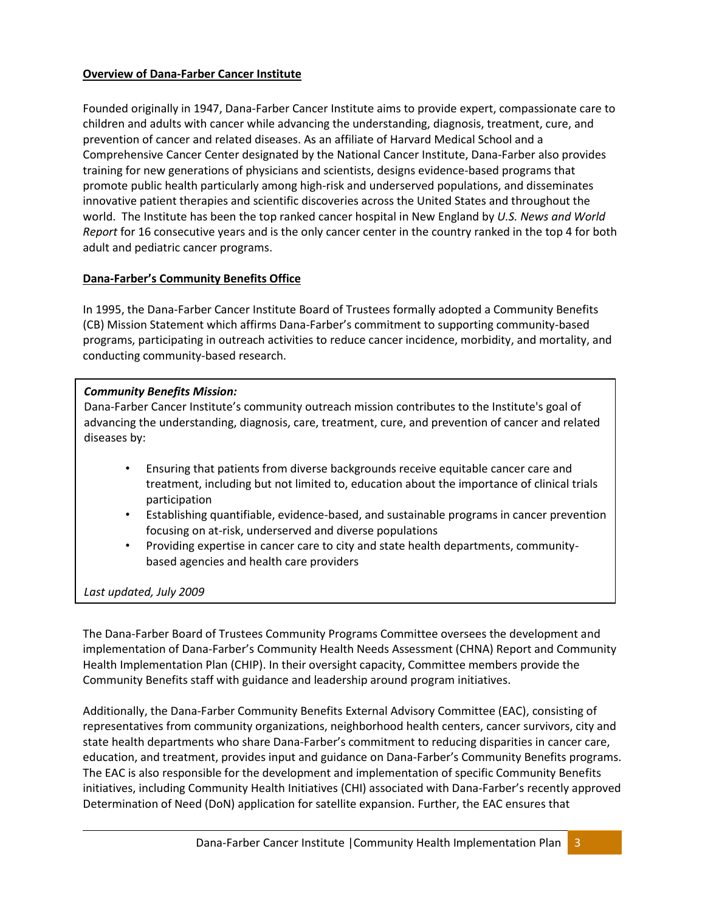**Overview of Dana-Farber Cancer Institute**

Founded originally in 1947, Dana-Farber Cancer Institute aims to provide expert, compassionate care to children and adults with cancer while advancing the understanding, diagnosis, treatment, cure, and prevention of cancer and related diseases. As an affiliate of Harvard Medical School and a Comprehensive Cancer Center designated by the National Cancer Institute, Dana-Farber also provides training for new generations of physicians and scientists, designs evidence-based programs that promote public health particularly among high-risk and underserved populations, and disseminates innovative patient therapies and scientific discoveries across the United States and throughout the world. The Institute has been the top ranked cancer hospital in New England by *U.S. News and World Report* for 16 consecutive years and is the only cancer center in the country ranked in the top 4 for both adult and pediatric cancer programs.

**Dana-Farber's Community Benefits Office**

In 1995, the Dana-Farber Cancer Institute Board of Trustees formally adopted a Community Benefits (CB) Mission Statement which affirms Dana-Farber's commitment to supporting community-based programs, participating in outreach activities to reduce cancer incidence, morbidity, and mortality, and conducting community-based research.

> ***Community Benefits Mission:***
> Dana-Farber Cancer Institute's community outreach mission contributes to the Institute's goal of advancing the understanding, diagnosis, care, treatment, cure, and prevention of cancer and related diseases by:
>
> - Ensuring that patients from diverse backgrounds receive equitable cancer care and treatment, including but not limited to, education about the importance of clinical trials participation
> - Establishing quantifiable, evidence-based, and sustainable programs in cancer prevention focusing on at-risk, underserved and diverse populations
> - Providing expertise in cancer care to city and state health departments, community-based agencies and health care providers
>
> *Last updated, July 2009*

The Dana-Farber Board of Trustees Community Programs Committee oversees the development and implementation of Dana-Farber's Community Health Needs Assessment (CHNA) Report and Community Health Implementation Plan (CHIP). In their oversight capacity, Committee members provide the Community Benefits staff with guidance and leadership around program initiatives.

Additionally, the Dana-Farber Community Benefits External Advisory Committee (EAC), consisting of representatives from community organizations, neighborhood health centers, cancer survivors, city and state health departments who share Dana-Farber's commitment to reducing disparities in cancer care, education, and treatment, provides input and guidance on Dana-Farber's Community Benefits programs. The EAC is also responsible for the development and implementation of specific Community Benefits initiatives, including Community Health Initiatives (CHI) associated with Dana-Farber's recently approved Determination of Need (DoN) application for satellite expansion. Further, the EAC ensures that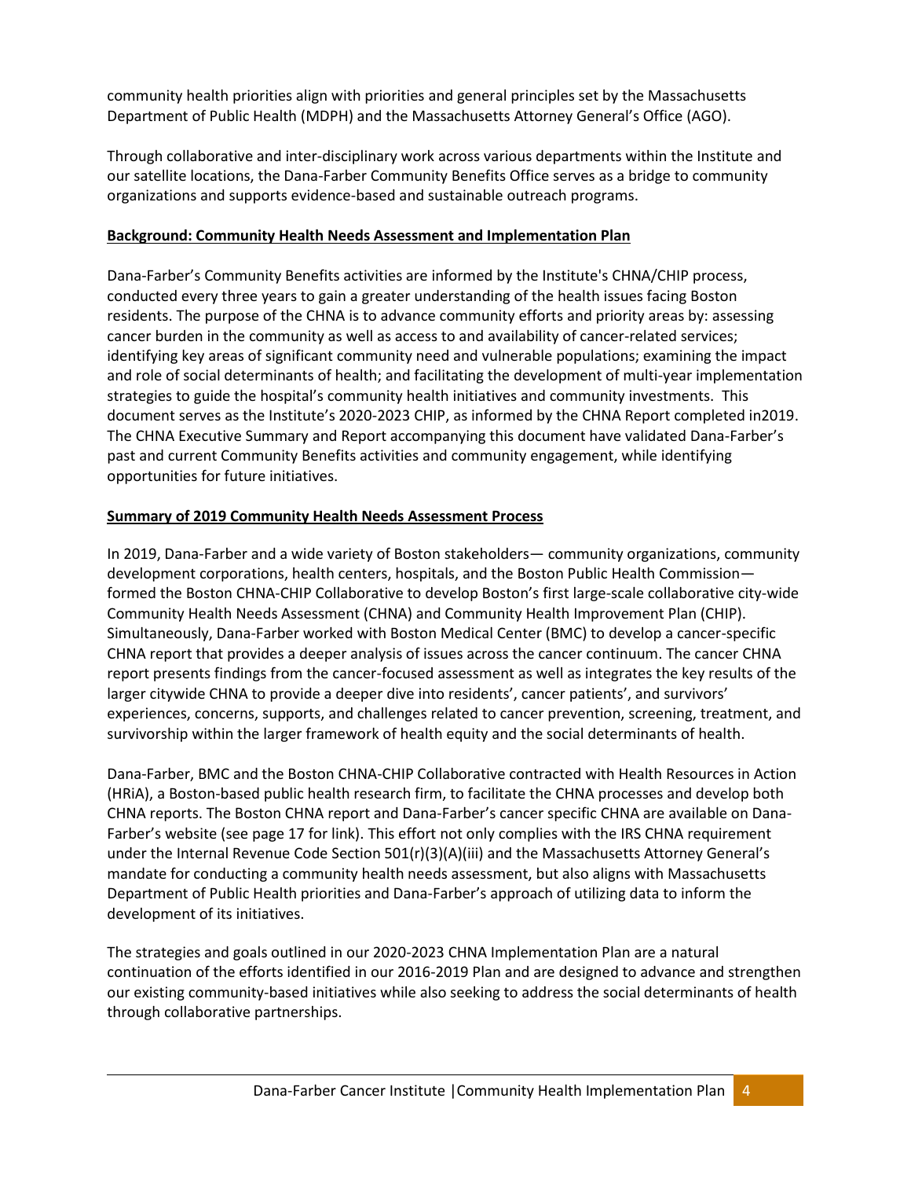community health priorities align with priorities and general principles set by the Massachusetts Department of Public Health (MDPH) and the Massachusetts Attorney General's Office (AGO).

Through collaborative and inter-disciplinary work across various departments within the Institute and our satellite locations, the Dana-Farber Community Benefits Office serves as a bridge to community organizations and supports evidence-based and sustainable outreach programs.

**Background: Community Health Needs Assessment and Implementation Plan**

Dana-Farber's Community Benefits activities are informed by the Institute's CHNA/CHIP process, conducted every three years to gain a greater understanding of the health issues facing Boston residents. The purpose of the CHNA is to advance community efforts and priority areas by: assessing cancer burden in the community as well as access to and availability of cancer-related services; identifying key areas of significant community need and vulnerable populations; examining the impact and role of social determinants of health; and facilitating the development of multi-year implementation strategies to guide the hospital's community health initiatives and community investments. This document serves as the Institute's 2020-2023 CHIP, as informed by the CHNA Report completed in2019. The CHNA Executive Summary and Report accompanying this document have validated Dana-Farber's past and current Community Benefits activities and community engagement, while identifying opportunities for future initiatives.

**Summary of 2019 Community Health Needs Assessment Process**

In 2019, Dana-Farber and a wide variety of Boston stakeholders— community organizations, community development corporations, health centers, hospitals, and the Boston Public Health Commission— formed the Boston CHNA-CHIP Collaborative to develop Boston's first large-scale collaborative city-wide Community Health Needs Assessment (CHNA) and Community Health Improvement Plan (CHIP). Simultaneously, Dana-Farber worked with Boston Medical Center (BMC) to develop a cancer-specific CHNA report that provides a deeper analysis of issues across the cancer continuum. The cancer CHNA report presents findings from the cancer-focused assessment as well as integrates the key results of the larger citywide CHNA to provide a deeper dive into residents', cancer patients', and survivors' experiences, concerns, supports, and challenges related to cancer prevention, screening, treatment, and survivorship within the larger framework of health equity and the social determinants of health.

Dana-Farber, BMC and the Boston CHNA-CHIP Collaborative contracted with Health Resources in Action (HRiA), a Boston-based public health research firm, to facilitate the CHNA processes and develop both CHNA reports. The Boston CHNA report and Dana-Farber's cancer specific CHNA are available on Dana-Farber's website (see page 17 for link). This effort not only complies with the IRS CHNA requirement under the Internal Revenue Code Section 501(r)(3)(A)(iii) and the Massachusetts Attorney General's mandate for conducting a community health needs assessment, but also aligns with Massachusetts Department of Public Health priorities and Dana-Farber's approach of utilizing data to inform the development of its initiatives.

The strategies and goals outlined in our 2020-2023 CHNA Implementation Plan are a natural continuation of the efforts identified in our 2016-2019 Plan and are designed to advance and strengthen our existing community-based initiatives while also seeking to address the social determinants of health through collaborative partnerships.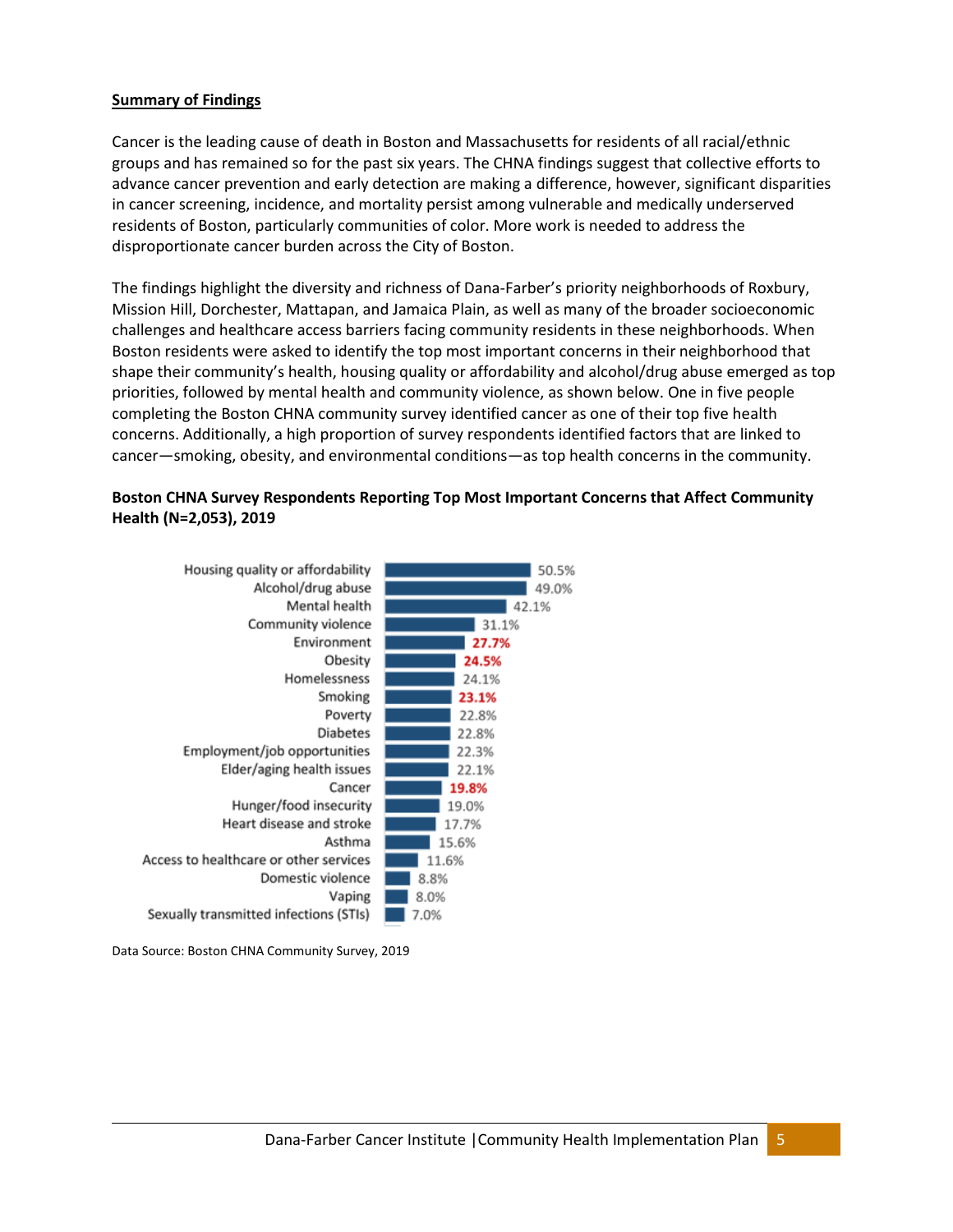**Summary of Findings**

Cancer is the leading cause of death in Boston and Massachusetts for residents of all racial/ethnic groups and has remained so for the past six years. The CHNA findings suggest that collective efforts to advance cancer prevention and early detection are making a difference, however, significant disparities in cancer screening, incidence, and mortality persist among vulnerable and medically underserved residents of Boston, particularly communities of color. More work is needed to address the disproportionate cancer burden across the City of Boston.

The findings highlight the diversity and richness of Dana-Farber's priority neighborhoods of Roxbury, Mission Hill, Dorchester, Mattapan, and Jamaica Plain, as well as many of the broader socioeconomic challenges and healthcare access barriers facing community residents in these neighborhoods. When Boston residents were asked to identify the top most important concerns in their neighborhood that shape their community's health, housing quality or affordability and alcohol/drug abuse emerged as top priorities, followed by mental health and community violence, as shown below. One in five people completing the Boston CHNA community survey identified cancer as one of their top five health concerns. Additionally, a high proportion of survey respondents identified factors that are linked to cancer—smoking, obesity, and environmental conditions—as top health concerns in the community.

**Boston CHNA Survey Respondents Reporting Top Most Important Concerns that Affect Community Health (N=2,053), 2019**

| Concern | Percent |
|---|---|
| Housing quality or affordability | 50.5% |
| Alcohol/drug abuse | 49.0% |
| Mental health | 42.1% |
| Community violence | 31.1% |
| Environment | **27.7%** |
| Obesity | **24.5%** |
| Homelessness | 24.1% |
| Smoking | **23.1%** |
| Poverty | 22.8% |
| Diabetes | 22.8% |
| Employment/job opportunities | 22.3% |
| Elder/aging health issues | 22.1% |
| Cancer | **19.8%** |
| Hunger/food insecurity | 19.0% |
| Heart disease and stroke | 17.7% |
| Asthma | 15.6% |
| Access to healthcare or other services | 11.6% |
| Domestic violence | 8.8% |
| Vaping | 8.0% |
| Sexually transmitted infections (STIs) | 7.0% |

Data Source: Boston CHNA Community Survey, 2019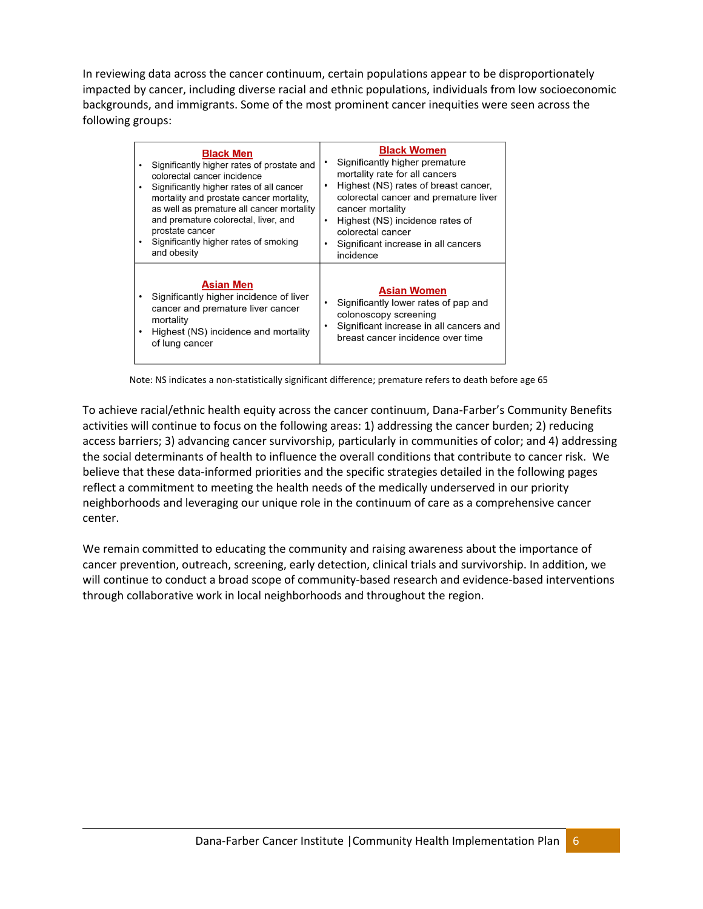In reviewing data across the cancer continuum, certain populations appear to be disproportionately impacted by cancer, including diverse racial and ethnic populations, individuals from low socioeconomic backgrounds, and immigrants. Some of the most prominent cancer inequities were seen across the following groups:

| **Black Men** | **Black Women** |
| --- | --- |
| • Significantly higher rates of prostate and colorectal cancer incidence<br>• Significantly higher rates of all cancer mortality and prostate cancer mortality, as well as premature all cancer mortality and premature colorectal, liver, and prostate cancer<br>• Significantly higher rates of smoking and obesity | • Significantly higher premature mortality rate for all cancers<br>• Highest (NS) rates of breast cancer, colorectal cancer and premature liver cancer mortality<br>• Highest (NS) incidence rates of colorectal cancer<br>• Significant increase in all cancers incidence |
| **Asian Men**<br>• Significantly higher incidence of liver cancer and premature liver cancer mortality<br>• Highest (NS) incidence and mortality of lung cancer | **Asian Women**<br>• Significantly lower rates of pap and colonoscopy screening<br>• Significant increase in all cancers and breast cancer incidence over time |

Note: NS indicates a non-statistically significant difference; premature refers to death before age 65

To achieve racial/ethnic health equity across the cancer continuum, Dana-Farber's Community Benefits activities will continue to focus on the following areas: 1) addressing the cancer burden; 2) reducing access barriers; 3) advancing cancer survivorship, particularly in communities of color; and 4) addressing the social determinants of health to influence the overall conditions that contribute to cancer risk. We believe that these data-informed priorities and the specific strategies detailed in the following pages reflect a commitment to meeting the health needs of the medically underserved in our priority neighborhoods and leveraging our unique role in the continuum of care as a comprehensive cancer center.

We remain committed to educating the community and raising awareness about the importance of cancer prevention, outreach, screening, early detection, clinical trials and survivorship. In addition, we will continue to conduct a broad scope of community-based research and evidence-based interventions through collaborative work in local neighborhoods and throughout the region.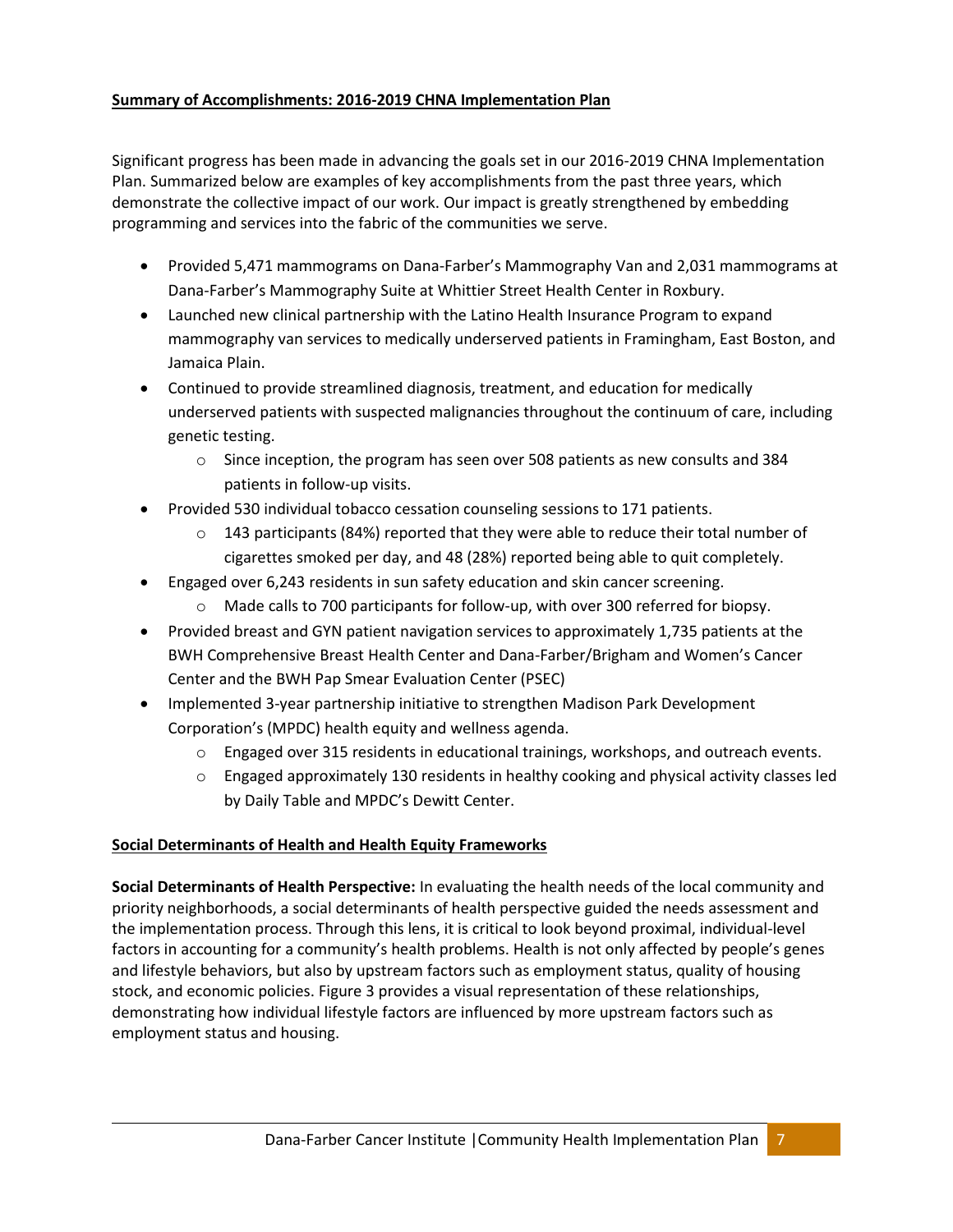## Summary of Accomplishments: 2016-2019 CHNA Implementation Plan

Significant progress has been made in advancing the goals set in our 2016-2019 CHNA Implementation Plan. Summarized below are examples of key accomplishments from the past three years, which demonstrate the collective impact of our work. Our impact is greatly strengthened by embedding programming and services into the fabric of the communities we serve.

- Provided 5,471 mammograms on Dana-Farber's Mammography Van and 2,031 mammograms at Dana-Farber's Mammography Suite at Whittier Street Health Center in Roxbury.
- Launched new clinical partnership with the Latino Health Insurance Program to expand mammography van services to medically underserved patients in Framingham, East Boston, and Jamaica Plain.
- Continued to provide streamlined diagnosis, treatment, and education for medically underserved patients with suspected malignancies throughout the continuum of care, including genetic testing.
    - Since inception, the program has seen over 508 patients as new consults and 384 patients in follow-up visits.
- Provided 530 individual tobacco cessation counseling sessions to 171 patients.
    - 143 participants (84%) reported that they were able to reduce their total number of cigarettes smoked per day, and 48 (28%) reported being able to quit completely.
- Engaged over 6,243 residents in sun safety education and skin cancer screening.
    - Made calls to 700 participants for follow-up, with over 300 referred for biopsy.
- Provided breast and GYN patient navigation services to approximately 1,735 patients at the BWH Comprehensive Breast Health Center and Dana-Farber/Brigham and Women's Cancer Center and the BWH Pap Smear Evaluation Center (PSEC)
- Implemented 3-year partnership initiative to strengthen Madison Park Development Corporation's (MPDC) health equity and wellness agenda.
    - Engaged over 315 residents in educational trainings, workshops, and outreach events.
    - Engaged approximately 130 residents in healthy cooking and physical activity classes led by Daily Table and MPDC's Dewitt Center.

## Social Determinants of Health and Health Equity Frameworks

**Social Determinants of Health Perspective:** In evaluating the health needs of the local community and priority neighborhoods, a social determinants of health perspective guided the needs assessment and the implementation process. Through this lens, it is critical to look beyond proximal, individual-level factors in accounting for a community's health problems. Health is not only affected by people's genes and lifestyle behaviors, but also by upstream factors such as employment status, quality of housing stock, and economic policies. Figure 3 provides a visual representation of these relationships, demonstrating how individual lifestyle factors are influenced by more upstream factors such as employment status and housing.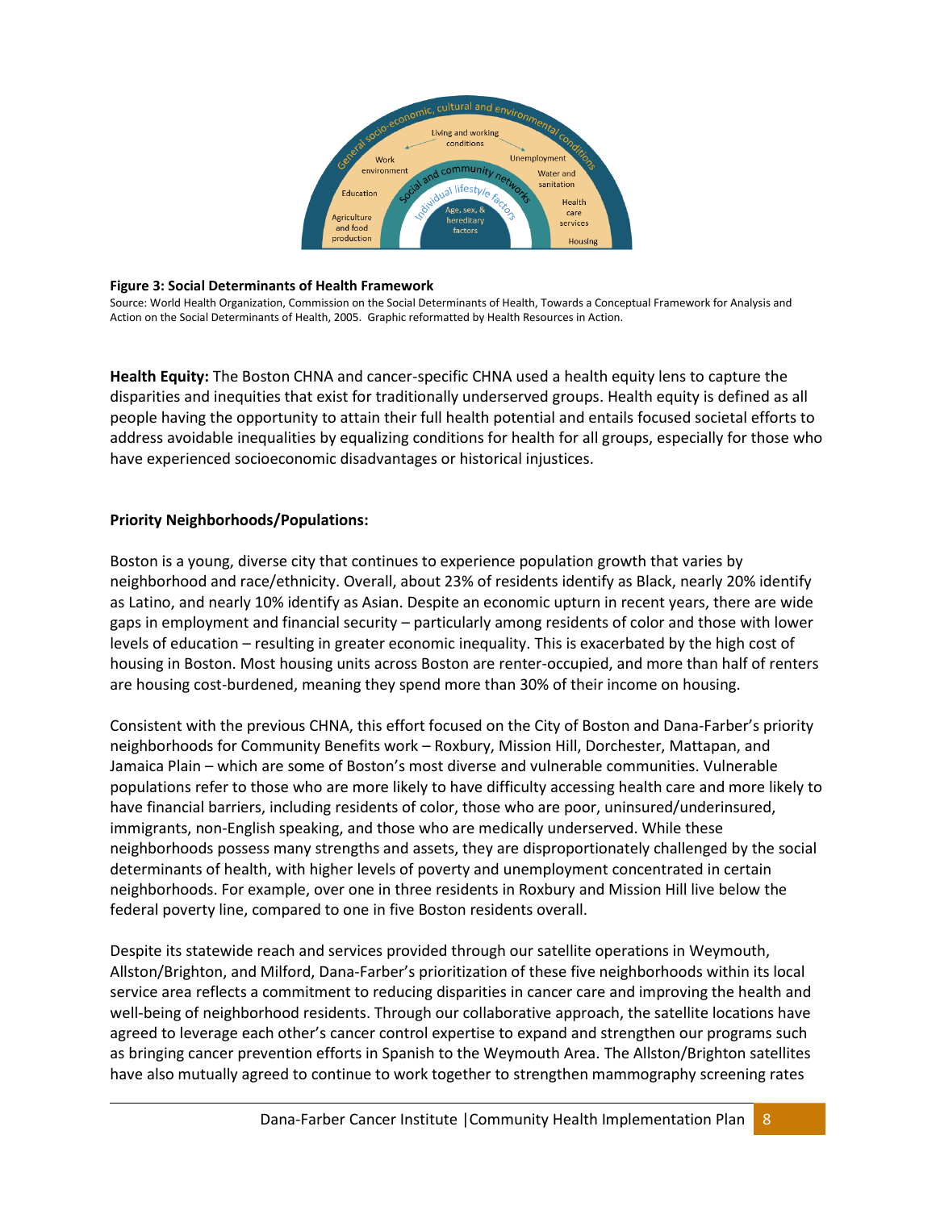**Figure 3: Social Determinants of Health Framework**

Source: World Health Organization, Commission on the Social Determinants of Health, Towards a Conceptual Framework for Analysis and Action on the Social Determinants of Health, 2005. Graphic reformatted by Health Resources in Action.

**Health Equity:** The Boston CHNA and cancer-specific CHNA used a health equity lens to capture the disparities and inequities that exist for traditionally underserved groups. Health equity is defined as all people having the opportunity to attain their full health potential and entails focused societal efforts to address avoidable inequalities by equalizing conditions for health for all groups, especially for those who have experienced socioeconomic disadvantages or historical injustices.

**Priority Neighborhoods/Populations:**

Boston is a young, diverse city that continues to experience population growth that varies by neighborhood and race/ethnicity. Overall, about 23% of residents identify as Black, nearly 20% identify as Latino, and nearly 10% identify as Asian. Despite an economic upturn in recent years, there are wide gaps in employment and financial security – particularly among residents of color and those with lower levels of education – resulting in greater economic inequality. This is exacerbated by the high cost of housing in Boston. Most housing units across Boston are renter-occupied, and more than half of renters are housing cost-burdened, meaning they spend more than 30% of their income on housing.

Consistent with the previous CHNA, this effort focused on the City of Boston and Dana-Farber's priority neighborhoods for Community Benefits work – Roxbury, Mission Hill, Dorchester, Mattapan, and Jamaica Plain – which are some of Boston's most diverse and vulnerable communities. Vulnerable populations refer to those who are more likely to have difficulty accessing health care and more likely to have financial barriers, including residents of color, those who are poor, uninsured/underinsured, immigrants, non-English speaking, and those who are medically underserved. While these neighborhoods possess many strengths and assets, they are disproportionately challenged by the social determinants of health, with higher levels of poverty and unemployment concentrated in certain neighborhoods. For example, over one in three residents in Roxbury and Mission Hill live below the federal poverty line, compared to one in five Boston residents overall.

Despite its statewide reach and services provided through our satellite operations in Weymouth, Allston/Brighton, and Milford, Dana-Farber's prioritization of these five neighborhoods within its local service area reflects a commitment to reducing disparities in cancer care and improving the health and well-being of neighborhood residents. Through our collaborative approach, the satellite locations have agreed to leverage each other's cancer control expertise to expand and strengthen our programs such as bringing cancer prevention efforts in Spanish to the Weymouth Area. The Allston/Brighton satellites have also mutually agreed to continue to work together to strengthen mammography screening rates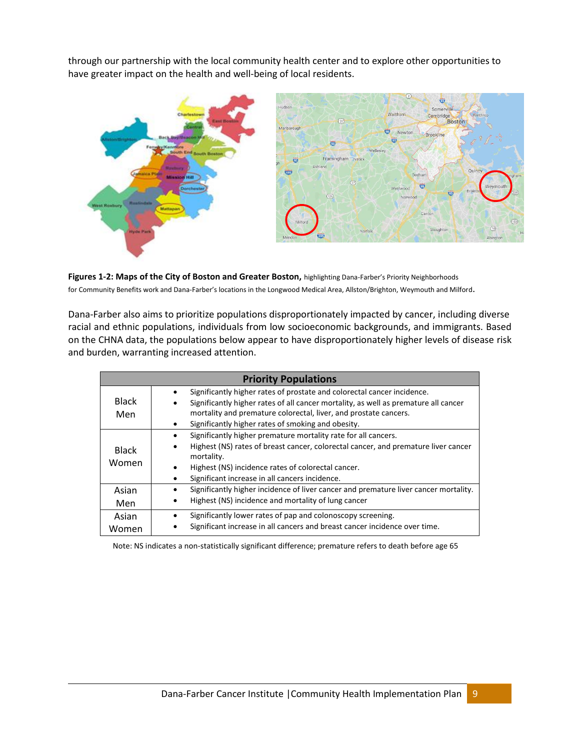through our partnership with the local community health center and to explore other opportunities to have greater impact on the health and well-being of local residents.

**Figures 1-2: Maps of the City of Boston and Greater Boston,** highlighting Dana-Farber's Priority Neighborhoods for Community Benefits work and Dana-Farber's locations in the Longwood Medical Area, Allston/Brighton, Weymouth and Milford.

Dana-Farber also aims to prioritize populations disproportionately impacted by cancer, including diverse racial and ethnic populations, individuals from low socioeconomic backgrounds, and immigrants. Based on the CHNA data, the populations below appear to have disproportionately higher levels of disease risk and burden, warranting increased attention.

| Priority Populations | |
|---|---|
| Black Men | • Significantly higher rates of prostate and colorectal cancer incidence.<br>• Significantly higher rates of all cancer mortality, as well as premature all cancer mortality and premature colorectal, liver, and prostate cancers.<br>• Significantly higher rates of smoking and obesity. |
| Black Women | • Significantly higher premature mortality rate for all cancers.<br>• Highest (NS) rates of breast cancer, colorectal cancer, and premature liver cancer mortality.<br>• Highest (NS) incidence rates of colorectal cancer.<br>• Significant increase in all cancers incidence. |
| Asian Men | • Significantly higher incidence of liver cancer and premature liver cancer mortality.<br>• Highest (NS) incidence and mortality of lung cancer |
| Asian Women | • Significantly lower rates of pap and colonoscopy screening.<br>• Significant increase in all cancers and breast cancer incidence over time. |

Note: NS indicates a non-statistically significant difference; premature refers to death before age 65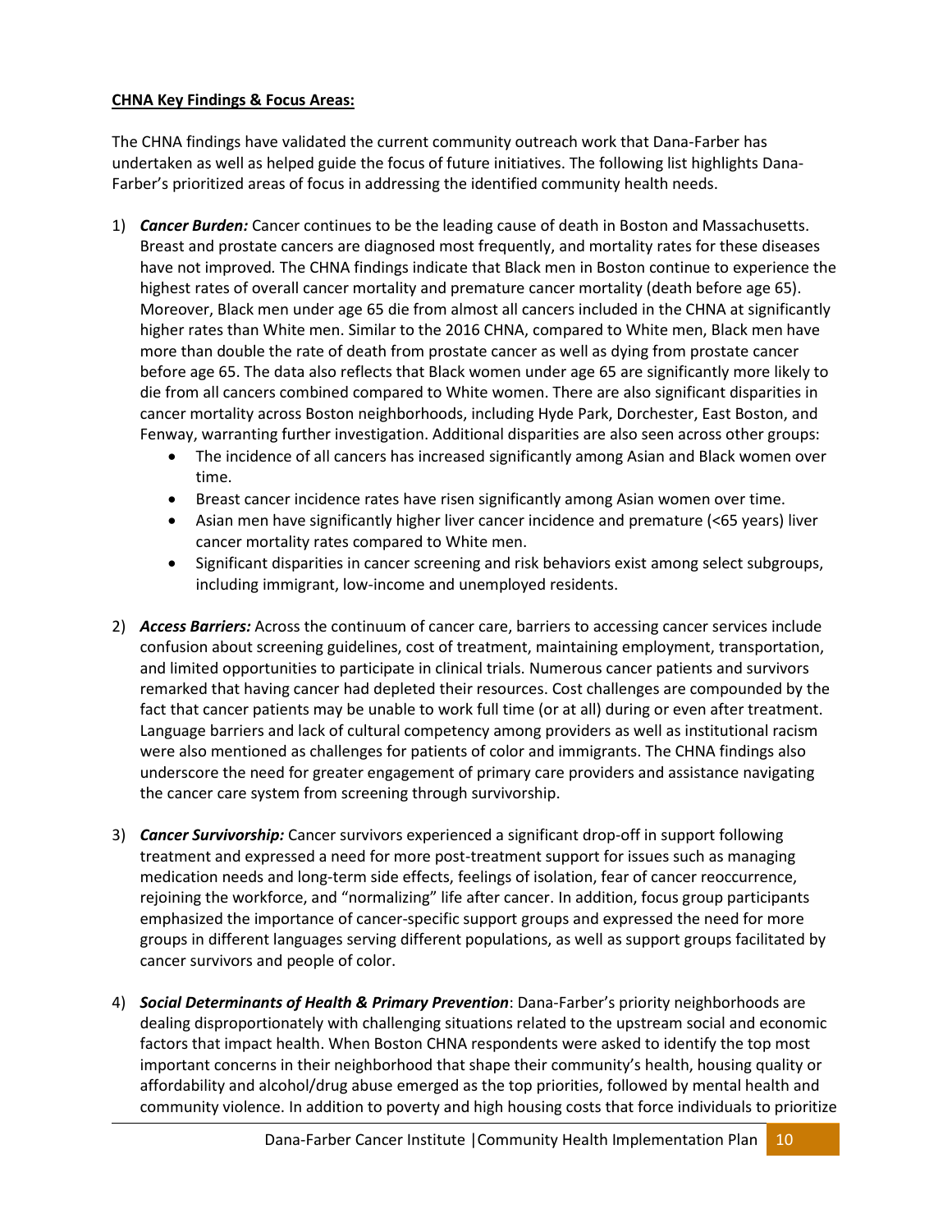**CHNA Key Findings & Focus Areas:**

The CHNA findings have validated the current community outreach work that Dana-Farber has undertaken as well as helped guide the focus of future initiatives. The following list highlights Dana-Farber's prioritized areas of focus in addressing the identified community health needs.

1) ***Cancer Burden:*** Cancer continues to be the leading cause of death in Boston and Massachusetts. Breast and prostate cancers are diagnosed most frequently, and mortality rates for these diseases have not improved. The CHNA findings indicate that Black men in Boston continue to experience the highest rates of overall cancer mortality and premature cancer mortality (death before age 65). Moreover, Black men under age 65 die from almost all cancers included in the CHNA at significantly higher rates than White men. Similar to the 2016 CHNA, compared to White men, Black men have more than double the rate of death from prostate cancer as well as dying from prostate cancer before age 65. The data also reflects that Black women under age 65 are significantly more likely to die from all cancers combined compared to White women. There are also significant disparities in cancer mortality across Boston neighborhoods, including Hyde Park, Dorchester, East Boston, and Fenway, warranting further investigation. Additional disparities are also seen across other groups:
   - The incidence of all cancers has increased significantly among Asian and Black women over time.
   - Breast cancer incidence rates have risen significantly among Asian women over time.
   - Asian men have significantly higher liver cancer incidence and premature (<65 years) liver cancer mortality rates compared to White men.
   - Significant disparities in cancer screening and risk behaviors exist among select subgroups, including immigrant, low-income and unemployed residents.

2) ***Access Barriers:*** Across the continuum of cancer care, barriers to accessing cancer services include confusion about screening guidelines, cost of treatment, maintaining employment, transportation, and limited opportunities to participate in clinical trials. Numerous cancer patients and survivors remarked that having cancer had depleted their resources. Cost challenges are compounded by the fact that cancer patients may be unable to work full time (or at all) during or even after treatment. Language barriers and lack of cultural competency among providers as well as institutional racism were also mentioned as challenges for patients of color and immigrants. The CHNA findings also underscore the need for greater engagement of primary care providers and assistance navigating the cancer care system from screening through survivorship.

3) ***Cancer Survivorship:*** Cancer survivors experienced a significant drop-off in support following treatment and expressed a need for more post-treatment support for issues such as managing medication needs and long-term side effects, feelings of isolation, fear of cancer reoccurrence, rejoining the workforce, and "normalizing" life after cancer. In addition, focus group participants emphasized the importance of cancer-specific support groups and expressed the need for more groups in different languages serving different populations, as well as support groups facilitated by cancer survivors and people of color.

4) ***Social Determinants of Health & Primary Prevention***: Dana-Farber's priority neighborhoods are dealing disproportionately with challenging situations related to the upstream social and economic factors that impact health. When Boston CHNA respondents were asked to identify the top most important concerns in their neighborhood that shape their community's health, housing quality or affordability and alcohol/drug abuse emerged as the top priorities, followed by mental health and community violence. In addition to poverty and high housing costs that force individuals to prioritize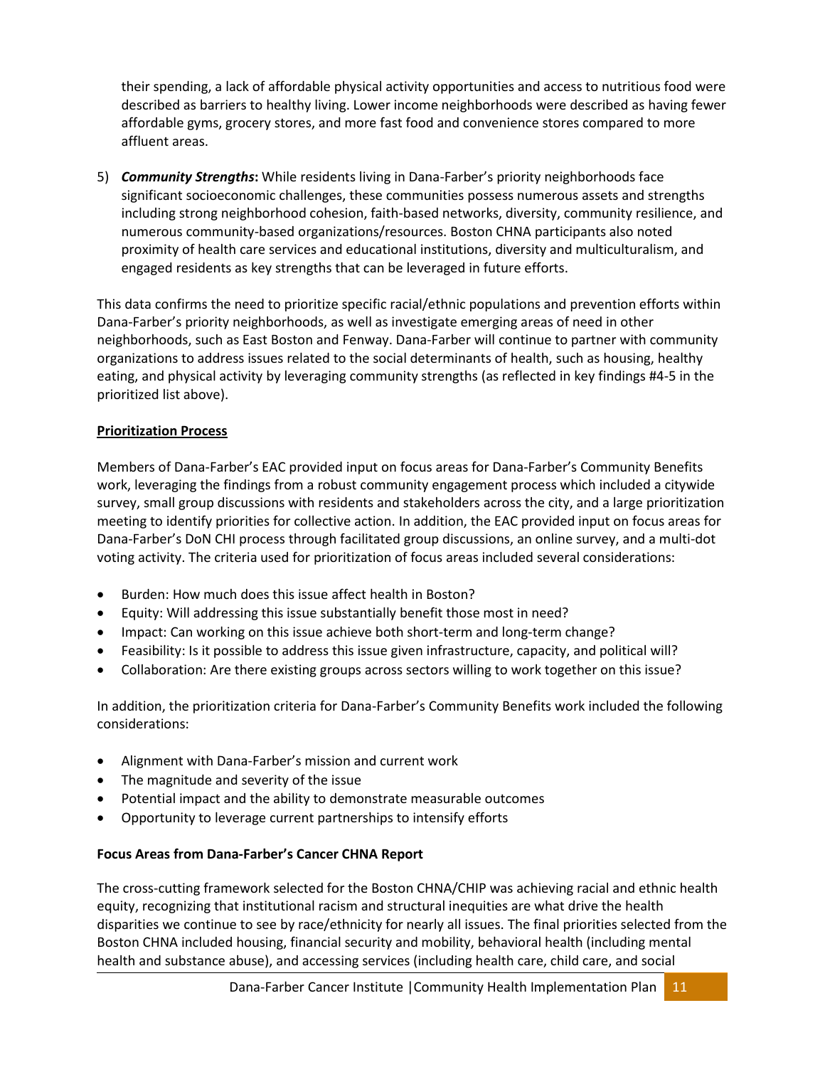their spending, a lack of affordable physical activity opportunities and access to nutritious food were described as barriers to healthy living. Lower income neighborhoods were described as having fewer affordable gyms, grocery stores, and more fast food and convenience stores compared to more affluent areas.

5) ***Community Strengths*:** While residents living in Dana-Farber's priority neighborhoods face significant socioeconomic challenges, these communities possess numerous assets and strengths including strong neighborhood cohesion, faith-based networks, diversity, community resilience, and numerous community-based organizations/resources. Boston CHNA participants also noted proximity of health care services and educational institutions, diversity and multiculturalism, and engaged residents as key strengths that can be leveraged in future efforts.

This data confirms the need to prioritize specific racial/ethnic populations and prevention efforts within Dana-Farber's priority neighborhoods, as well as investigate emerging areas of need in other neighborhoods, such as East Boston and Fenway. Dana-Farber will continue to partner with community organizations to address issues related to the social determinants of health, such as housing, healthy eating, and physical activity by leveraging community strengths (as reflected in key findings #4-5 in the prioritized list above).

**Prioritization Process**

Members of Dana-Farber's EAC provided input on focus areas for Dana-Farber's Community Benefits work, leveraging the findings from a robust community engagement process which included a citywide survey, small group discussions with residents and stakeholders across the city, and a large prioritization meeting to identify priorities for collective action. In addition, the EAC provided input on focus areas for Dana-Farber's DoN CHI process through facilitated group discussions, an online survey, and a multi-dot voting activity. The criteria used for prioritization of focus areas included several considerations:

- Burden: How much does this issue affect health in Boston?
- Equity: Will addressing this issue substantially benefit those most in need?
- Impact: Can working on this issue achieve both short-term and long-term change?
- Feasibility: Is it possible to address this issue given infrastructure, capacity, and political will?
- Collaboration: Are there existing groups across sectors willing to work together on this issue?

In addition, the prioritization criteria for Dana-Farber's Community Benefits work included the following considerations:

- Alignment with Dana-Farber's mission and current work
- The magnitude and severity of the issue
- Potential impact and the ability to demonstrate measurable outcomes
- Opportunity to leverage current partnerships to intensify efforts

**Focus Areas from Dana-Farber's Cancer CHNA Report**

The cross-cutting framework selected for the Boston CHNA/CHIP was achieving racial and ethnic health equity, recognizing that institutional racism and structural inequities are what drive the health disparities we continue to see by race/ethnicity for nearly all issues. The final priorities selected from the Boston CHNA included housing, financial security and mobility, behavioral health (including mental health and substance abuse), and accessing services (including health care, child care, and social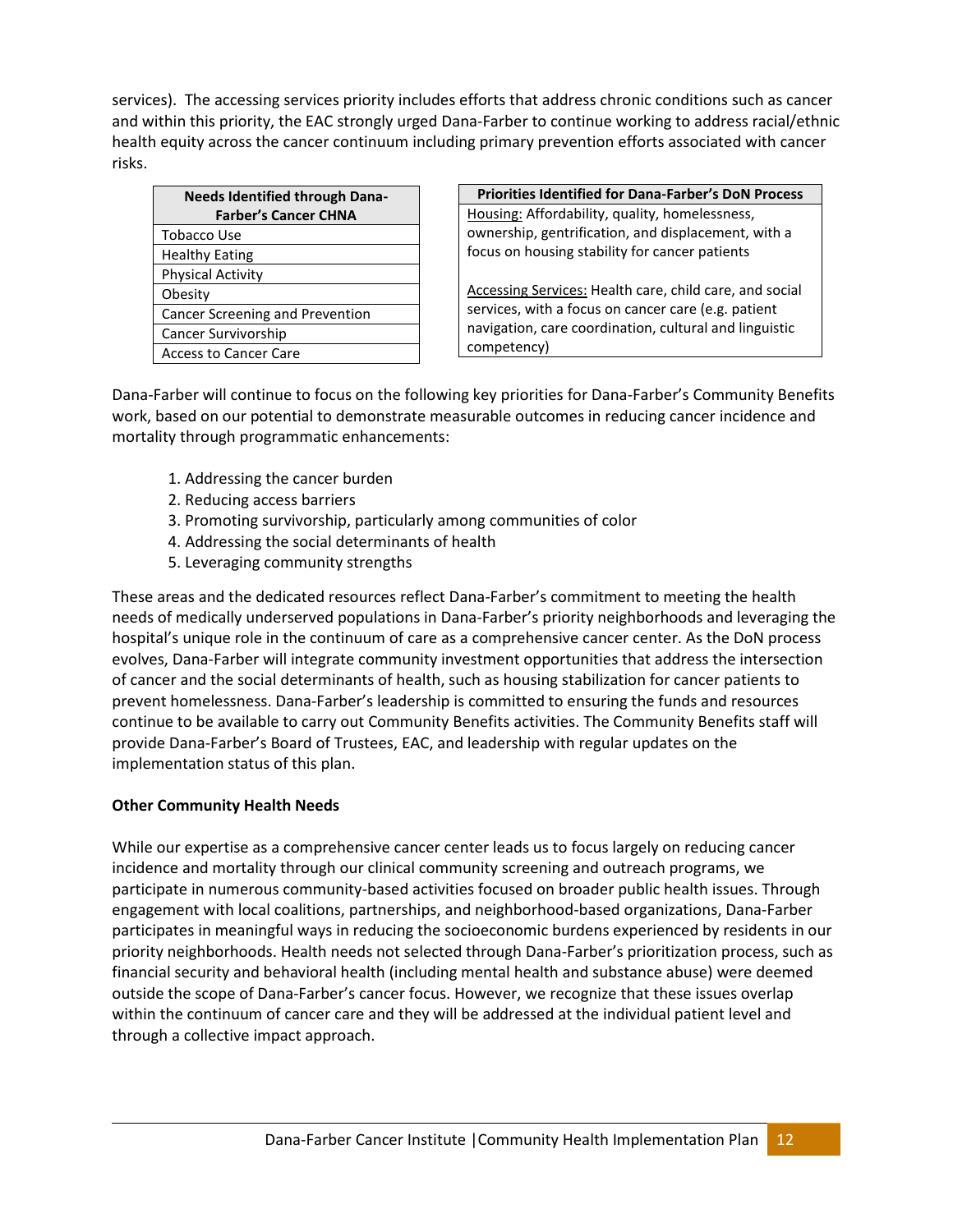services). The accessing services priority includes efforts that address chronic conditions such as cancer and within this priority, the EAC strongly urged Dana-Farber to continue working to address racial/ethnic health equity across the cancer continuum including primary prevention efforts associated with cancer risks.

| Needs Identified through Dana-Farber's Cancer CHNA |
|---|
| Tobacco Use |
| Healthy Eating |
| Physical Activity |
| Obesity |
| Cancer Screening and Prevention |
| Cancer Survivorship |
| Access to Cancer Care |

| Priorities Identified for Dana-Farber's DoN Process |
|---|
| Housing: Affordability, quality, homelessness, ownership, gentrification, and displacement, with a focus on housing stability for cancer patients |
| Accessing Services: Health care, child care, and social services, with a focus on cancer care (e.g. patient navigation, care coordination, cultural and linguistic competency) |

Dana-Farber will continue to focus on the following key priorities for Dana-Farber's Community Benefits work, based on our potential to demonstrate measurable outcomes in reducing cancer incidence and mortality through programmatic enhancements:

1. Addressing the cancer burden
2. Reducing access barriers
3. Promoting survivorship, particularly among communities of color
4. Addressing the social determinants of health
5. Leveraging community strengths

These areas and the dedicated resources reflect Dana-Farber's commitment to meeting the health needs of medically underserved populations in Dana-Farber's priority neighborhoods and leveraging the hospital's unique role in the continuum of care as a comprehensive cancer center. As the DoN process evolves, Dana-Farber will integrate community investment opportunities that address the intersection of cancer and the social determinants of health, such as housing stabilization for cancer patients to prevent homelessness. Dana-Farber's leadership is committed to ensuring the funds and resources continue to be available to carry out Community Benefits activities. The Community Benefits staff will provide Dana-Farber's Board of Trustees, EAC, and leadership with regular updates on the implementation status of this plan.

**Other Community Health Needs**

While our expertise as a comprehensive cancer center leads us to focus largely on reducing cancer incidence and mortality through our clinical community screening and outreach programs, we participate in numerous community-based activities focused on broader public health issues. Through engagement with local coalitions, partnerships, and neighborhood-based organizations, Dana-Farber participates in meaningful ways in reducing the socioeconomic burdens experienced by residents in our priority neighborhoods. Health needs not selected through Dana-Farber's prioritization process, such as financial security and behavioral health (including mental health and substance abuse) were deemed outside the scope of Dana-Farber's cancer focus. However, we recognize that these issues overlap within the continuum of cancer care and they will be addressed at the individual patient level and through a collective impact approach.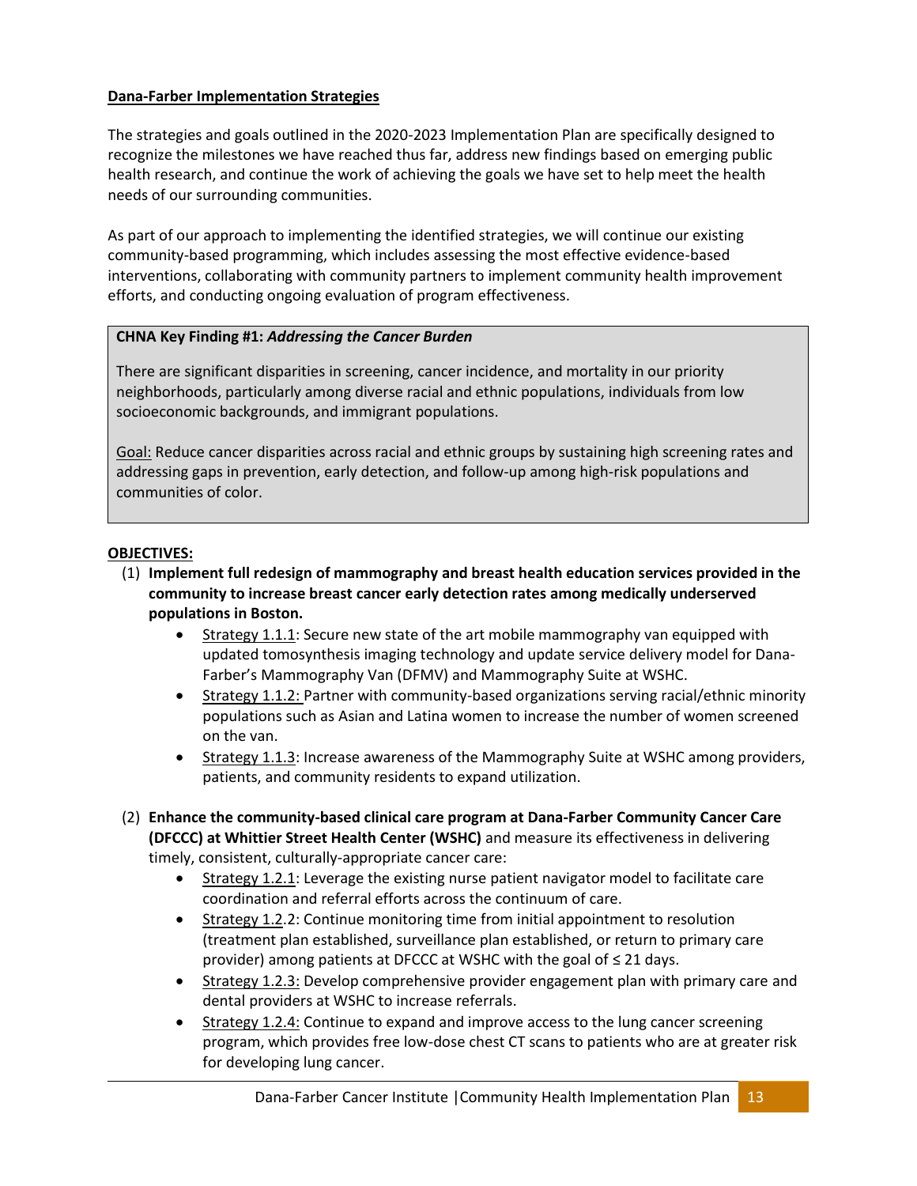**Dana-Farber Implementation Strategies**

The strategies and goals outlined in the 2020-2023 Implementation Plan are specifically designed to recognize the milestones we have reached thus far, address new findings based on emerging public health research, and continue the work of achieving the goals we have set to help meet the health needs of our surrounding communities.

As part of our approach to implementing the identified strategies, we will continue our existing community-based programming, which includes assessing the most effective evidence-based interventions, collaborating with community partners to implement community health improvement efforts, and conducting ongoing evaluation of program effectiveness.

> **CHNA Key Finding #1:** ***Addressing the Cancer Burden***
>
> There are significant disparities in screening, cancer incidence, and mortality in our priority neighborhoods, particularly among diverse racial and ethnic populations, individuals from low socioeconomic backgrounds, and immigrant populations.
>
> Goal: Reduce cancer disparities across racial and ethnic groups by sustaining high screening rates and addressing gaps in prevention, early detection, and follow-up among high-risk populations and communities of color.

**OBJECTIVES:**

(1) **Implement full redesign of mammography and breast health education services provided in the community to increase breast cancer early detection rates among medically underserved populations in Boston.**
- Strategy 1.1.1: Secure new state of the art mobile mammography van equipped with updated tomosynthesis imaging technology and update service delivery model for Dana-Farber's Mammography Van (DFMV) and Mammography Suite at WSHC.
- Strategy 1.1.2: Partner with community-based organizations serving racial/ethnic minority populations such as Asian and Latina women to increase the number of women screened on the van.
- Strategy 1.1.3: Increase awareness of the Mammography Suite at WSHC among providers, patients, and community residents to expand utilization.

(2) **Enhance the community-based clinical care program at Dana-Farber Community Cancer Care (DFCCC) at Whittier Street Health Center (WSHC)** and measure its effectiveness in delivering timely, consistent, culturally-appropriate cancer care:
- Strategy 1.2.1: Leverage the existing nurse patient navigator model to facilitate care coordination and referral efforts across the continuum of care.
- Strategy 1.2.2: Continue monitoring time from initial appointment to resolution (treatment plan established, surveillance plan established, or return to primary care provider) among patients at DFCCC at WSHC with the goal of ≤ 21 days.
- Strategy 1.2.3: Develop comprehensive provider engagement plan with primary care and dental providers at WSHC to increase referrals.
- Strategy 1.2.4: Continue to expand and improve access to the lung cancer screening program, which provides free low-dose chest CT scans to patients who are at greater risk for developing lung cancer.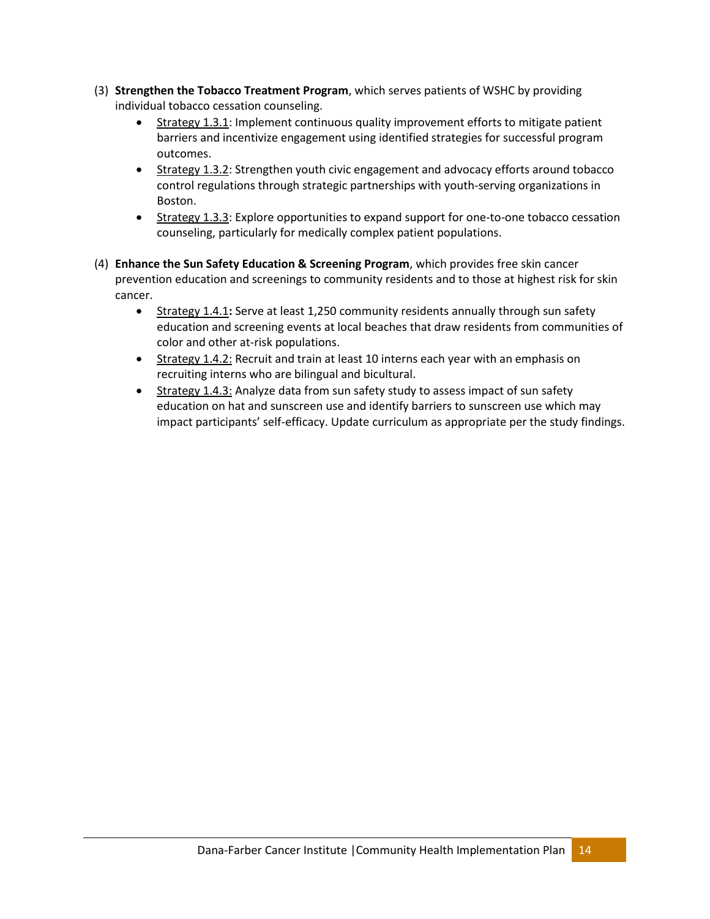(3) **Strengthen the Tobacco Treatment Program**, which serves patients of WSHC by providing individual tobacco cessation counseling.

- Strategy 1.3.1: Implement continuous quality improvement efforts to mitigate patient barriers and incentivize engagement using identified strategies for successful program outcomes.
- Strategy 1.3.2: Strengthen youth civic engagement and advocacy efforts around tobacco control regulations through strategic partnerships with youth-serving organizations in Boston.
- Strategy 1.3.3: Explore opportunities to expand support for one-to-one tobacco cessation counseling, particularly for medically complex patient populations.

(4) **Enhance the Sun Safety Education & Screening Program**, which provides free skin cancer prevention education and screenings to community residents and to those at highest risk for skin cancer.

- Strategy 1.4.1**:** Serve at least 1,250 community residents annually through sun safety education and screening events at local beaches that draw residents from communities of color and other at-risk populations.
- Strategy 1.4.2: Recruit and train at least 10 interns each year with an emphasis on recruiting interns who are bilingual and bicultural.
- Strategy 1.4.3: Analyze data from sun safety study to assess impact of sun safety education on hat and sunscreen use and identify barriers to sunscreen use which may impact participants' self-efficacy. Update curriculum as appropriate per the study findings.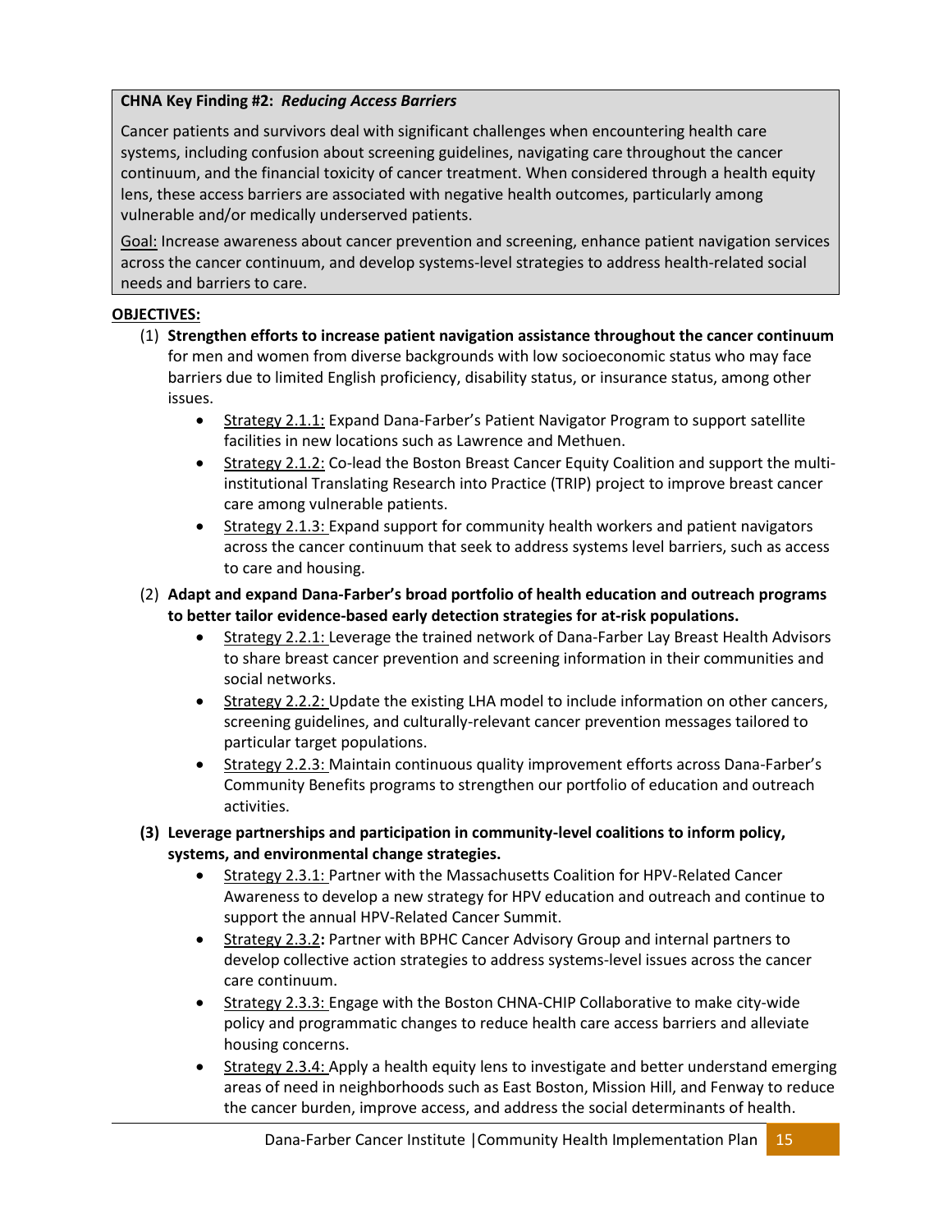**CHNA Key Finding #2:** ***Reducing Access Barriers***

Cancer patients and survivors deal with significant challenges when encountering health care systems, including confusion about screening guidelines, navigating care throughout the cancer continuum, and the financial toxicity of cancer treatment. When considered through a health equity lens, these access barriers are associated with negative health outcomes, particularly among vulnerable and/or medically underserved patients.

Goal: Increase awareness about cancer prevention and screening, enhance patient navigation services across the cancer continuum, and develop systems-level strategies to address health-related social needs and barriers to care.

**OBJECTIVES:**

(1) **Strengthen efforts to increase patient navigation assistance throughout the cancer continuum** for men and women from diverse backgrounds with low socioeconomic status who may face barriers due to limited English proficiency, disability status, or insurance status, among other issues.

- Strategy 2.1.1: Expand Dana-Farber's Patient Navigator Program to support satellite facilities in new locations such as Lawrence and Methuen.
- Strategy 2.1.2: Co-lead the Boston Breast Cancer Equity Coalition and support the multi-institutional Translating Research into Practice (TRIP) project to improve breast cancer care among vulnerable patients.
- Strategy 2.1.3: Expand support for community health workers and patient navigators across the cancer continuum that seek to address systems level barriers, such as access to care and housing.

(2) **Adapt and expand Dana-Farber's broad portfolio of health education and outreach programs to better tailor evidence-based early detection strategies for at-risk populations.**

- Strategy 2.2.1: Leverage the trained network of Dana-Farber Lay Breast Health Advisors to share breast cancer prevention and screening information in their communities and social networks.
- Strategy 2.2.2: Update the existing LHA model to include information on other cancers, screening guidelines, and culturally-relevant cancer prevention messages tailored to particular target populations.
- Strategy 2.2.3: Maintain continuous quality improvement efforts across Dana-Farber's Community Benefits programs to strengthen our portfolio of education and outreach activities.

**(3) Leverage partnerships and participation in community-level coalitions to inform policy, systems, and environmental change strategies.**

- Strategy 2.3.1: Partner with the Massachusetts Coalition for HPV-Related Cancer Awareness to develop a new strategy for HPV education and outreach and continue to support the annual HPV-Related Cancer Summit.
- Strategy 2.3.2**:** Partner with BPHC Cancer Advisory Group and internal partners to develop collective action strategies to address systems-level issues across the cancer care continuum.
- Strategy 2.3.3: Engage with the Boston CHNA-CHIP Collaborative to make city-wide policy and programmatic changes to reduce health care access barriers and alleviate housing concerns.
- Strategy 2.3.4: Apply a health equity lens to investigate and better understand emerging areas of need in neighborhoods such as East Boston, Mission Hill, and Fenway to reduce the cancer burden, improve access, and address the social determinants of health.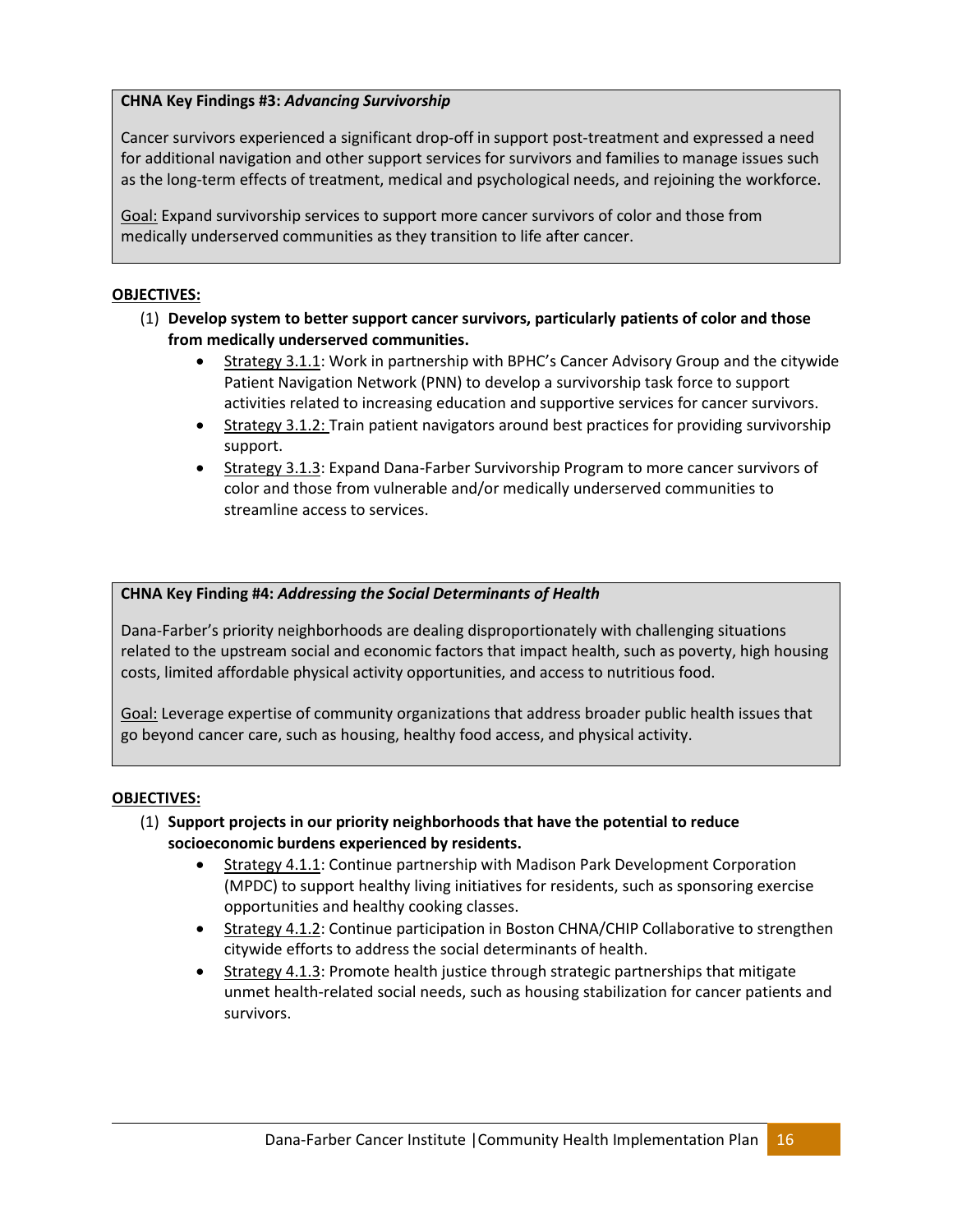**CHNA Key Findings #3:** ***Advancing Survivorship***

Cancer survivors experienced a significant drop-off in support post-treatment and expressed a need for additional navigation and other support services for survivors and families to manage issues such as the long-term effects of treatment, medical and psychological needs, and rejoining the workforce.

<u>Goal:</u> Expand survivorship services to support more cancer survivors of color and those from medically underserved communities as they transition to life after cancer.

**<u>OBJECTIVES:</u>**

(1) **Develop system to better support cancer survivors, particularly patients of color and those from medically underserved communities.**
- <u>Strategy 3.1.1</u>: Work in partnership with BPHC's Cancer Advisory Group and the citywide Patient Navigation Network (PNN) to develop a survivorship task force to support activities related to increasing education and supportive services for cancer survivors.
- <u>Strategy 3.1.2:</u> Train patient navigators around best practices for providing survivorship support.
- <u>Strategy 3.1.3</u>: Expand Dana-Farber Survivorship Program to more cancer survivors of color and those from vulnerable and/or medically underserved communities to streamline access to services.

**CHNA Key Finding #4:** ***Addressing the Social Determinants of Health***

Dana-Farber's priority neighborhoods are dealing disproportionately with challenging situations related to the upstream social and economic factors that impact health, such as poverty, high housing costs, limited affordable physical activity opportunities, and access to nutritious food.

<u>Goal:</u> Leverage expertise of community organizations that address broader public health issues that go beyond cancer care, such as housing, healthy food access, and physical activity.

**<u>OBJECTIVES:</u>**

(1) **Support projects in our priority neighborhoods that have the potential to reduce socioeconomic burdens experienced by residents.**
- <u>Strategy 4.1.1</u>: Continue partnership with Madison Park Development Corporation (MPDC) to support healthy living initiatives for residents, such as sponsoring exercise opportunities and healthy cooking classes.
- <u>Strategy 4.1.2</u>: Continue participation in Boston CHNA/CHIP Collaborative to strengthen citywide efforts to address the social determinants of health.
- <u>Strategy 4.1.3</u>: Promote health justice through strategic partnerships that mitigate unmet health-related social needs, such as housing stabilization for cancer patients and survivors.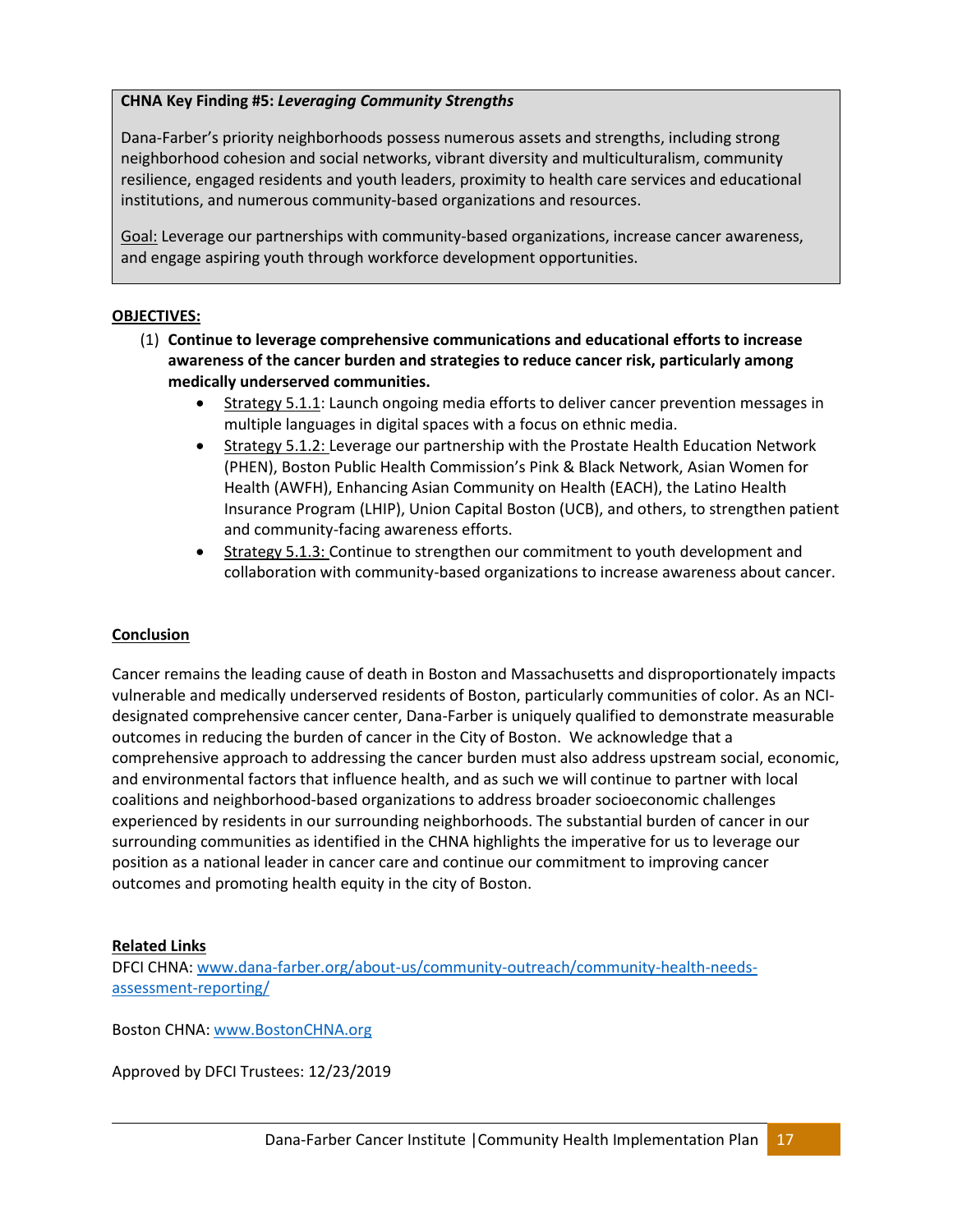**CHNA Key Finding #5:** ***Leveraging Community Strengths***

Dana-Farber's priority neighborhoods possess numerous assets and strengths, including strong neighborhood cohesion and social networks, vibrant diversity and multiculturalism, community resilience, engaged residents and youth leaders, proximity to health care services and educational institutions, and numerous community-based organizations and resources.

Goal: Leverage our partnerships with community-based organizations, increase cancer awareness, and engage aspiring youth through workforce development opportunities.

**OBJECTIVES:**

(1) **Continue to leverage comprehensive communications and educational efforts to increase awareness of the cancer burden and strategies to reduce cancer risk, particularly among medically underserved communities.**

- Strategy 5.1.1: Launch ongoing media efforts to deliver cancer prevention messages in multiple languages in digital spaces with a focus on ethnic media.
- Strategy 5.1.2: Leverage our partnership with the Prostate Health Education Network (PHEN), Boston Public Health Commission's Pink & Black Network, Asian Women for Health (AWFH), Enhancing Asian Community on Health (EACH), the Latino Health Insurance Program (LHIP), Union Capital Boston (UCB), and others, to strengthen patient and community-facing awareness efforts.
- Strategy 5.1.3: Continue to strengthen our commitment to youth development and collaboration with community-based organizations to increase awareness about cancer.

## Conclusion

Cancer remains the leading cause of death in Boston and Massachusetts and disproportionately impacts vulnerable and medically underserved residents of Boston, particularly communities of color. As an NCI-designated comprehensive cancer center, Dana-Farber is uniquely qualified to demonstrate measurable outcomes in reducing the burden of cancer in the City of Boston. We acknowledge that a comprehensive approach to addressing the cancer burden must also address upstream social, economic, and environmental factors that influence health, and as such we will continue to partner with local coalitions and neighborhood-based organizations to address broader socioeconomic challenges experienced by residents in our surrounding neighborhoods. The substantial burden of cancer in our surrounding communities as identified in the CHNA highlights the imperative for us to leverage our position as a national leader in cancer care and continue our commitment to improving cancer outcomes and promoting health equity in the city of Boston.

**Related Links**

DFCI CHNA: www.dana-farber.org/about-us/community-outreach/community-health-needs-assessment-reporting/

Boston CHNA: www.BostonCHNA.org

Approved by DFCI Trustees: 12/23/2019